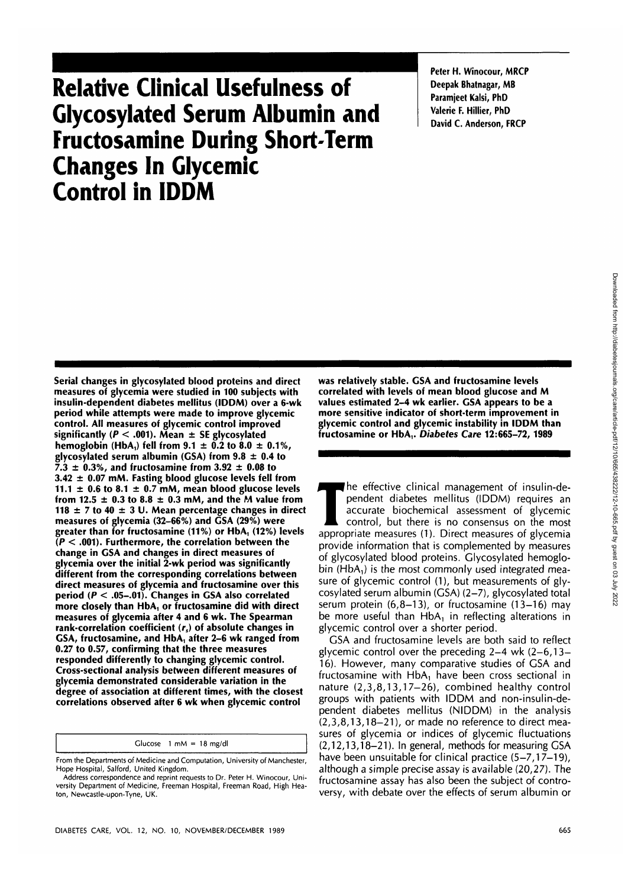# Relative Clinical Usefulness of Glycosylated Serum Albumin and Fructosamine During Short-Term Changes In Glycemic Control in IDDM

Peter H. Winocour, MRCP
Deepak Bhatnagar, MB
Paramjeet Kalsi, PhD
Valerie F. Hillier, PhD
David C. Anderson, FRCP

**Serial changes in glycosylated blood proteins and direct measures of glycemia were studied in 100 subjects with insulin-dependent diabetes mellitus (IDDM) over a 6-wk period while attempts were made to improve glycemic control. All measures of glycemic control improved significantly ($P < .001$). Mean ± SE glycosylated hemoglobin ($HbA_1$) fell from 9.1 ± 0.2 to 8.0 ± 0.1%, glycosylated serum albumin (GSA) from 9.8 ± 0.4 to 7.3 ± 0.3%, and fructosamine from 3.92 ± 0.08 to 3.42 ± 0.07 mM. Fasting blood glucose levels fell from 11.1 ± 0.6 to 8.1 ± 0.7 mM, mean blood glucose levels from 12.5 ± 0.3 to 8.8 ± 0.3 mM, and the *M* value from 118 ± 7 to 40 ± 3 U. Mean percentage changes in direct measures of glycemia (32–66%) and GSA (29%) were greater than for fructosamine (11%) or $HbA_1$ (12%) levels ($P < .001$). Furthermore, the correlation between the change in GSA and changes in direct measures of glycemia over the initial 2-wk period was significantly different from the corresponding correlations between direct measures of glycemia and fructosamine over this period ($P < .05$–$.01$). Changes in GSA also correlated more closely than $HbA_1$ or fructosamine did with direct measures of glycemia after 4 and 6 wk. The Spearman rank-correlation coefficient ($r_s$) of absolute changes in GSA, fructosamine, and $HbA_1$ after 2–6 wk ranged from 0.27 to 0.57, confirming that the three measures responded differently to changing glycemic control. Cross-sectional analysis between different measures of glycemia demonstrated considerable variation in the degree of association at different times, with the closest correlations observed after 6 wk when glycemic control was relatively stable. GSA and fructosamine levels correlated with levels of mean blood glucose and *M* values estimated 2–4 wk earlier. GSA appears to be a more sensitive indicator of short-term improvement in glycemic control and glycemic instability in IDDM than fructosamine or $HbA_1$.** *Diabetes Care* 12:665–72, 1989

Glucose 1 mM = 18 mg/dl

From the Departments of Medicine and Computation, University of Manchester, Hope Hospital, Salford, United Kingdom.

Address correspondence and reprint requests to Dr. Peter H. Winocour, University Department of Medicine, Freeman Hospital, Freeman Road, High Heaton, Newcastle-upon-Tyne, UK.

The effective clinical management of insulin-dependent diabetes mellitus (IDDM) requires an accurate biochemical assessment of glycemic control, but there is no consensus on the most appropriate measures (1). Direct measures of glycemia provide information that is complemented by measures of glycosylated blood proteins. Glycosylated hemoglobin ($HbA_1$) is the most commonly used integrated measure of glycemic control (1), but measurements of glycosylated serum albumin (GSA) (2–7), glycosylated total serum protein (6,8–13), or fructosamine (13–16) may be more useful than $HbA_1$ in reflecting alterations in glycemic control over a shorter period.

GSA and fructosamine levels are both said to reflect glycemic control over the preceding 2–4 wk (2–6,13–16). However, many comparative studies of GSA and fructosamine with $HbA_1$ have been cross sectional in nature (2,3,8,13,17–26), combined healthy control groups with patients with IDDM and non-insulin-dependent diabetes mellitus (NIDDM) in the analysis (2,3,8,13,18–21), or made no reference to direct measures of glycemia or indices of glycemic fluctuations (2,12,13,18–21). In general, methods for measuring GSA have been unsuitable for clinical practice (5–7,17–19), although a simple precise assay is available (20,27). The fructosamine assay has also been the subject of controversy, with debate over the effects of serum albumin or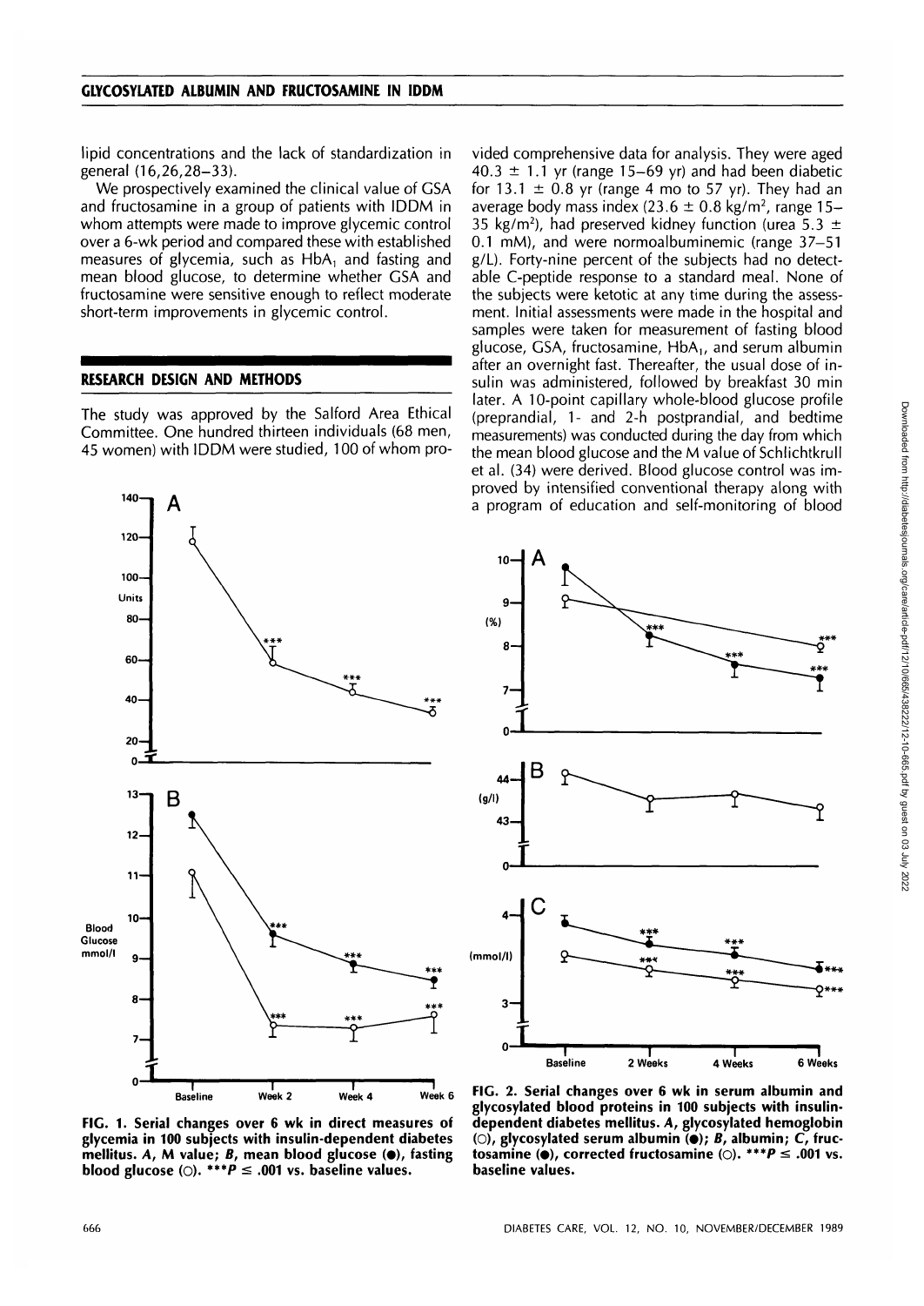lipid concentrations and the lack of standardization in general (16,26,28–33).

We prospectively examined the clinical value of GSA and fructosamine in a group of patients with IDDM in whom attempts were made to improve glycemic control over a 6-wk period and compared these with established measures of glycemia, such as $HbA_1$ and fasting and mean blood glucose, to determine whether GSA and fructosamine were sensitive enough to reflect moderate short-term improvements in glycemic control.

## RESEARCH DESIGN AND METHODS

The study was approved by the Salford Area Ethical Committee. One hundred thirteen individuals (68 men, 45 women) with IDDM were studied, 100 of whom provided comprehensive data for analysis. They were aged $40.3 \pm 1.1$ yr (range 15–69 yr) and had been diabetic for $13.1 \pm 0.8$ yr (range 4 mo to 57 yr). They had an average body mass index ($23.6 \pm 0.8$ kg/m$^2$, range 15–35 kg/m$^2$), had preserved kidney function (urea $5.3 \pm 0.1$ mM), and were normoalbuminemic (range 37–51 g/L). Forty-nine percent of the subjects had no detectable C-peptide response to a standard meal. None of the subjects were ketotic at any time during the assessment. Initial assessments were made in the hospital and samples were taken for measurement of fasting blood glucose, GSA, fructosamine, $HbA_1$, and serum albumin after an overnight fast. Thereafter, the usual dose of insulin was administered, followed by breakfast 30 min later. A 10-point capillary whole-blood glucose profile (preprandial, 1- and 2-h postprandial, and bedtime measurements) was conducted during the day from which the mean blood glucose and the M value of Schlichtkrull et al. (34) were derived. Blood glucose control was improved by intensified conventional therapy along with a program of education and self-monitoring of blood

**FIG. 1. Serial changes over 6 wk in direct measures of glycemia in 100 subjects with insulin-dependent diabetes mellitus. *A*, M value; *B*, mean blood glucose (●), fasting blood glucose (○). \*\*\*$P \leq .001$ vs. baseline values.**

**FIG. 2. Serial changes over 6 wk in serum albumin and glycosylated blood proteins in 100 subjects with insulin-dependent diabetes mellitus. *A*, glycosylated hemoglobin (○), glycosylated serum albumin (●); *B*, albumin; *C*, fructosamine (●), corrected fructosamine (○). \*\*\*$P \leq .001$ vs. baseline values.**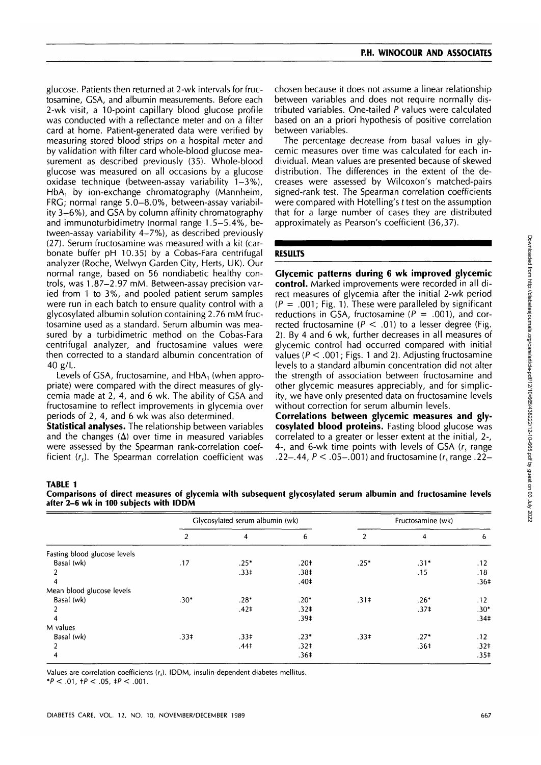glucose. Patients then returned at 2-wk intervals for fructosamine, GSA, and albumin measurements. Before each 2-wk visit, a 10-point capillary blood glucose profile was conducted with a reflectance meter and on a filter card at home. Patient-generated data were verified by measuring stored blood strips on a hospital meter and by validation with filter card whole-blood glucose measurement as described previously (35). Whole-blood glucose was measured on all occasions by a glucose oxidase technique (between-assay variability 1–3%), $HbA_1$ by ion-exchange chromatography (Mannheim, FRG; normal range 5.0–8.0%, between-assay variability 3–6%), and GSA by column affinity chromatography and immunoturbidimetry (normal range 1.5–5.4%, between-assay variability 4–7%), as described previously (27). Serum fructosamine was measured with a kit (carbonate buffer pH 10.35) by a Cobas-Fara centrifugal analyzer (Roche, Welwyn Garden City, Herts, UK). Our normal range, based on 56 nondiabetic healthy controls, was 1.87–2.97 mM. Between-assay precision varied from 1 to 3%, and pooled patient serum samples were run in each batch to ensure quality control with a glycosylated albumin solution containing 2.76 mM fructosamine used as a standard. Serum albumin was measured by a turbidimetric method on the Cobas-Fara centrifugal analyzer, and fructosamine values were then corrected to a standard albumin concentration of 40 g/L.

Levels of GSA, fructosamine, and $HbA_1$ (when appropriate) were compared with the direct measures of glycemia made at 2, 4, and 6 wk. The ability of GSA and fructosamine to reflect improvements in glycemia over periods of 2, 4, and 6 wk was also determined.

**Statistical analyses.** The relationship between variables and the changes ($\Delta$) over time in measured variables were assessed by the Spearman rank-correlation coefficient ($r_s$). The Spearman correlation coefficient was chosen because it does not assume a linear relationship between variables and does not require normally distributed variables. One-tailed *P* values were calculated based on an a priori hypothesis of positive correlation between variables.

The percentage decrease from basal values in glycemic measures over time was calculated for each individual. Mean values are presented because of skewed distribution. The differences in the extent of the decreases were assessed by Wilcoxon's matched-pairs signed-rank test. The Spearman correlation coefficients were compared with Hotelling's *t* test on the assumption that for a large number of cases they are distributed approximately as Pearson's coefficient (36,37).

## RESULTS

**Glycemic patterns during 6 wk improved glycemic control.** Marked improvements were recorded in all direct measures of glycemia after the initial 2-wk period ($P = .001$; Fig. 1). These were paralleled by significant reductions in GSA, fructosamine ($P = .001$), and corrected fructosamine ($P < .01$) to a lesser degree (Fig. 2). By 4 and 6 wk, further decreases in all measures of glycemic control had occurred compared with initial values ($P < .001$; Figs. 1 and 2). Adjusting fructosamine levels to a standard albumin concentration did not alter the strength of association between fructosamine and other glycemic measures appreciably, and for simplicity, we have only presented data on fructosamine levels without correction for serum albumin levels.

**Correlations between glycemic measures and glycosylated blood proteins.** Fasting blood glucose was correlated to a greater or lesser extent at the initial, 2-, 4-, and 6-wk time points with levels of GSA ($r_s$ range .22–.44, $P < .05$–.001) and fructosamine ($r_s$ range .22–

**TABLE 1**
**Comparisons of direct measures of glycemia with subsequent glycosylated serum albumin and fructosamine levels after 2–6 wk in 100 subjects with IDDM**

| | Glycosylated serum albumin (wk) | | | Fructosamine (wk) | | |
|---|---|---|---|---|---|---|
| | 2 | 4 | 6 | 2 | 4 | 6 |
| Fasting blood glucose levels | | | | | | |
| Basal (wk) | .17 | .25* | .20† | .25* | .31* | .12 |
| 2 | | .33‡ | .38‡ | | .15 | .18 |
| 4 | | | .40‡ | | | .36‡ |
| Mean blood glucose levels | | | | | | |
| Basal (wk) | .30* | .28* | .20* | .31‡ | .26* | .12 |
| 2 | | .42‡ | .32‡ | | .37‡ | .30* |
| 4 | | | .39‡ | | | .34‡ |
| M values | | | | | | |
| Basal (wk) | .33‡ | .33‡ | .23* | .33‡ | .27* | .12 |
| 2 | | .44‡ | .32‡ | | .36‡ | .32‡ |
| 4 | | | .36‡ | | | .35‡ |

Values are correlation coefficients ($r_s$). IDDM, insulin-dependent diabetes mellitus.
*$P < .01$, †$P < .05$, ‡$P < .001$.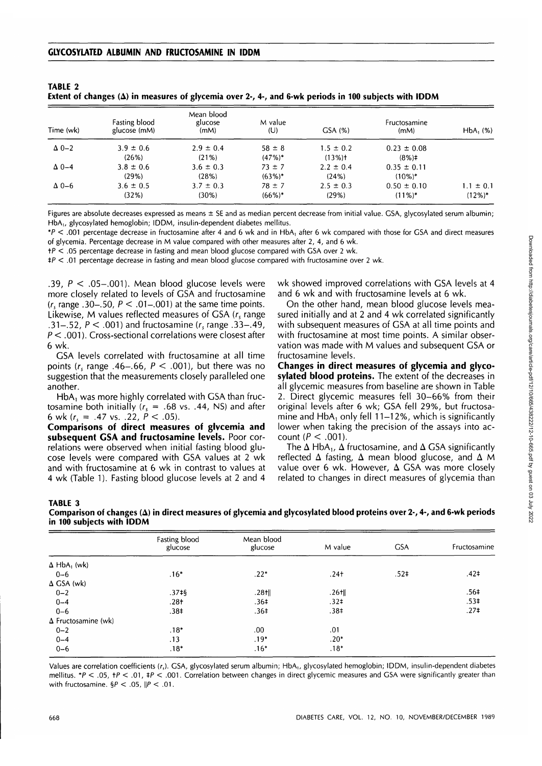**TABLE 2**
**Extent of changes (Δ) in measures of glycemia over 2-, 4-, and 6-wk periods in 100 subjects with IDDM**

| Time (wk) | Fasting blood glucose (mM) | Mean blood glucose (mM) | M value (U) | GSA (%) | Fructosamine (mM) | $HbA_1$ (%) |
|---|---|---|---|---|---|---|
| Δ 0–2 | 3.9 ± 0.6 (26%) | 2.9 ± 0.4 (21%) | 58 ± 8 (47%)* | 1.5 ± 0.2 (13%)† | 0.23 ± 0.08 (8%)‡ | |
| Δ 0–4 | 3.8 ± 0.6 (29%) | 3.6 ± 0.3 (28%) | 73 ± 7 (63%)* | 2.2 ± 0.4 (24%) | 0.35 ± 0.11 (10%)* | |
| Δ 0–6 | 3.6 ± 0.5 (32%) | 3.7 ± 0.3 (30%) | 78 ± 7 (66%)* | 2.5 ± 0.3 (29%) | 0.50 ± 0.10 (11%)* | 1.1 ± 0.1 (12%)* |

Figures are absolute decreases expressed as means ± SE and as median percent decrease from initial value. GSA, glycosylated serum albumin; $HbA_1$, glycosylated hemoglobin; IDDM, insulin-dependent diabetes mellitus.

*$P < .001$ percentage decrease in fructosamine after 4 and 6 wk and in $HbA_1$ after 6 wk compared with those for GSA and direct measures of glycemia. Percentage decrease in M value compared with other measures after 2, 4, and 6 wk.

†$P < .05$ percentage decrease in fasting and mean blood glucose compared with GSA over 2 wk.

‡$P < .01$ percentage decrease in fasting and mean blood glucose compared with fructosamine over 2 wk.

.39, $P < .05$–.001). Mean blood glucose levels were more closely related to levels of GSA and fructosamine ($r_s$ range .30–.50, $P < .01$–.001) at the same time points. Likewise, M values reflected measures of GSA ($r_s$ range .31–.52, $P < .001$) and fructosamine ($r_s$ range .33–.49, $P < .001$). Cross-sectional correlations were closest after 6 wk.

GSA levels correlated with fructosamine at all time points ($r_s$ range .46–.66, $P < .001$), but there was no suggestion that the measurements closely paralleled one another.

$HbA_1$ was more highly correlated with GSA than fructosamine both initially ($r_s$ = .68 vs. .44, NS) and after 6 wk ($r_s$ = .47 vs. .22, $P < .05$).

**Comparisons of direct measures of glycemia and subsequent GSA and fructosamine levels.** Poor correlations were observed when initial fasting blood glucose levels were compared with GSA values at 2 wk and with fructosamine at 6 wk in contrast to values at 4 wk (Table 1). Fasting blood glucose levels at 2 and 4 wk showed improved correlations with GSA levels at 4 and 6 wk and with fructosamine levels at 6 wk.

On the other hand, mean blood glucose levels measured initially and at 2 and 4 wk correlated significantly with subsequent measures of GSA at all time points and with fructosamine at most time points. A similar observation was made with M values and subsequent GSA or fructosamine levels.

**Changes in direct measures of glycemia and glycosylated blood proteins.** The extent of the decreases in all glycemic measures from baseline are shown in Table 2. Direct glycemic measures fell 30–66% from their original levels after 6 wk; GSA fell 29%, but fructosamine and $HbA_1$ only fell 11–12%, which is significantly lower when taking the precision of the assays into account ($P < .001$).

The Δ $HbA_1$, Δ fructosamine, and Δ GSA significantly reflected Δ fasting, Δ mean blood glucose, and Δ M value over 6 wk. However, Δ GSA was more closely related to changes in direct measures of glycemia than

**TABLE 3**
**Comparison of changes (Δ) in direct measures of glycemia and glycosylated blood proteins over 2-, 4-, and 6-wk periods in 100 subjects with IDDM**

| | Fasting blood glucose | Mean blood glucose | M value | GSA | Fructosamine |
|---|---|---|---|---|---|
| Δ $HbA_1$ (wk) | | | | | |
| 0–6 | .16* | .22* | .24† | .52‡ | .42‡ |
| Δ GSA (wk) | | | | | |
| 0–2 | .37‡§ | .28†‖ | .26†‖ | | .56‡ |
| 0–4 | .28† | .36‡ | .32‡ | | .53‡ |
| 0–6 | .38‡ | .36‡ | .38‡ | | .27‡ |
| Δ Fructosamine (wk) | | | | | |
| 0–2 | .18* | .00 | .01 | | |
| 0–4 | .13 | .19* | .20* | | |
| 0–6 | .18* | .16* | .18* | | |

Values are correlation coefficients ($r_s$). GSA, glycosylated serum albumin; $HbA_1$, glycosylated hemoglobin; IDDM, insulin-dependent diabetes mellitus. *$P < .05$, †$P < .01$, ‡$P < .001$. Correlation between changes in direct glycemic measures and GSA were significantly greater than with fructosamine. §$P < .05$, ‖$P < .01$.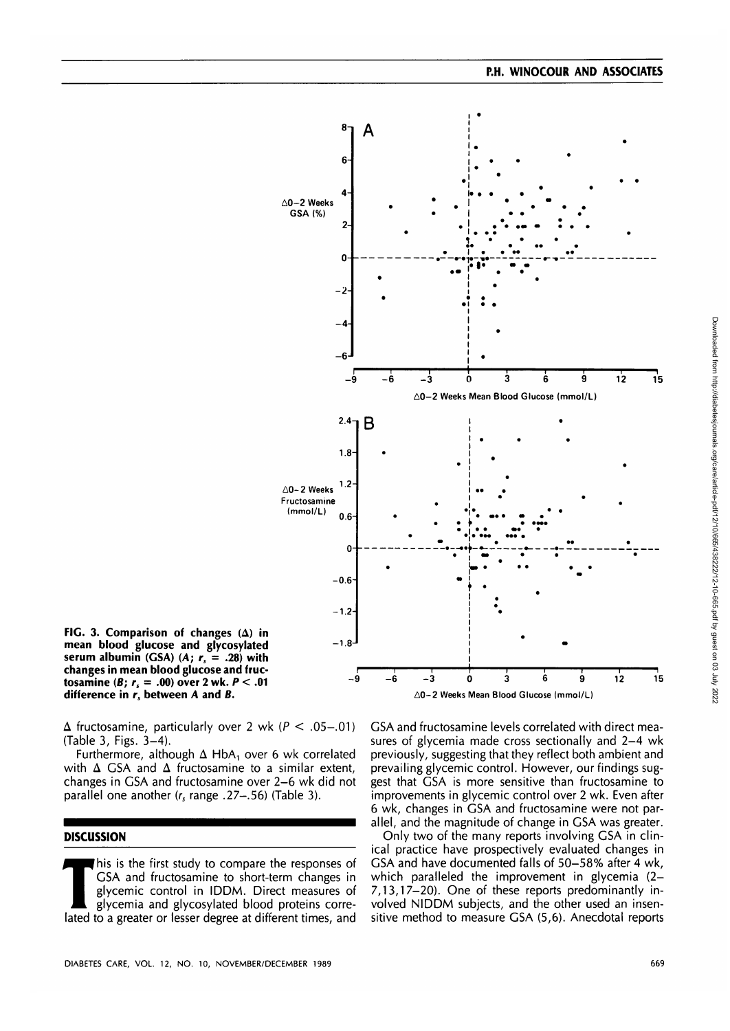**FIG. 3. Comparison of changes (Δ) in mean blood glucose and glycosylated serum albumin (GSA) (*A*; $r_s$ = .28) with changes in mean blood glucose and fructosamine (*B*; $r_s$ = .00) over 2 wk. $P < .01$ difference in $r_s$ between *A* and *B*.**

Δ fructosamine, particularly over 2 wk ($P < .05$–$.01$) (Table 3, Figs. 3–4).

Furthermore, although Δ $HbA_1$ over 6 wk correlated with Δ GSA and Δ fructosamine to a similar extent, changes in GSA and fructosamine over 2–6 wk did not parallel one another ($r_s$ range .27–.56) (Table 3).

## DISCUSSION

This is the first study to compare the responses of GSA and fructosamine to short-term changes in glycemic control in IDDM. Direct measures of glycemia and glycosylated blood proteins correlated to a greater or lesser degree at different times, and GSA and fructosamine levels correlated with direct measures of glycemia made cross sectionally and 2–4 wk previously, suggesting that they reflect both ambient and prevailing glycemic control. However, our findings suggest that GSA is more sensitive than fructosamine to improvements in glycemic control over 2 wk. Even after 6 wk, changes in GSA and fructosamine were not parallel, and the magnitude of change in GSA was greater.

Only two of the many reports involving GSA in clinical practice have prospectively evaluated changes in GSA and have documented falls of 50–58% after 4 wk, which paralleled the improvement in glycemia (2–7,13,17–20). One of these reports predominantly involved NIDDM subjects, and the other used an insensitive method to measure GSA (5,6). Anecdotal reports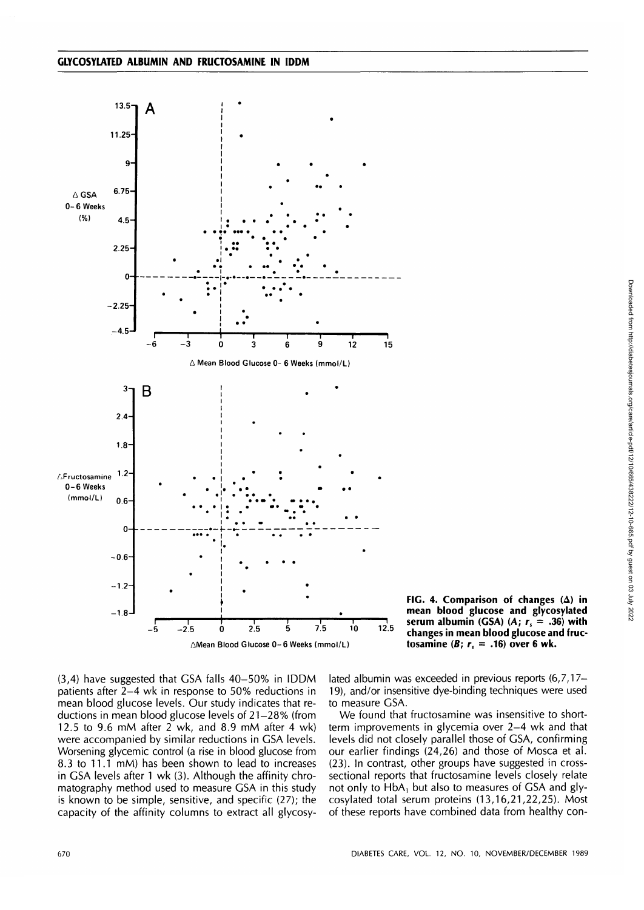FIG. 4. Comparison of changes (Δ) in mean blood glucose and glycosylated serum albumin (GSA) (*A*; $r_s$ = .36) with changes in mean blood glucose and fructosamine (*B*; $r_s$ = .16) over 6 wk.

(3,4) have suggested that GSA falls 40–50% in IDDM patients after 2–4 wk in response to 50% reductions in mean blood glucose levels. Our study indicates that reductions in mean blood glucose levels of 21–28% (from 12.5 to 9.6 mM after 2 wk, and 8.9 mM after 4 wk) were accompanied by similar reductions in GSA levels. Worsening glycemic control (a rise in blood glucose from 8.3 to 11.1 mM) has been shown to lead to increases in GSA levels after 1 wk (3). Although the affinity chromatography method used to measure GSA in this study is known to be simple, sensitive, and specific (27); the capacity of the affinity columns to extract all glycosylated albumin was exceeded in previous reports (6,7,17–19), and/or insensitive dye-binding techniques were used to measure GSA.

We found that fructosamine was insensitive to short-term improvements in glycemia over 2–4 wk and that levels did not closely parallel those of GSA, confirming our earlier findings (24,26) and those of Mosca et al. (23). In contrast, other groups have suggested in cross-sectional reports that fructosamine levels closely relate not only to $HbA_1$ but also to measures of GSA and glycosylated total serum proteins (13,16,21,22,25). Most of these reports have combined data from healthy con-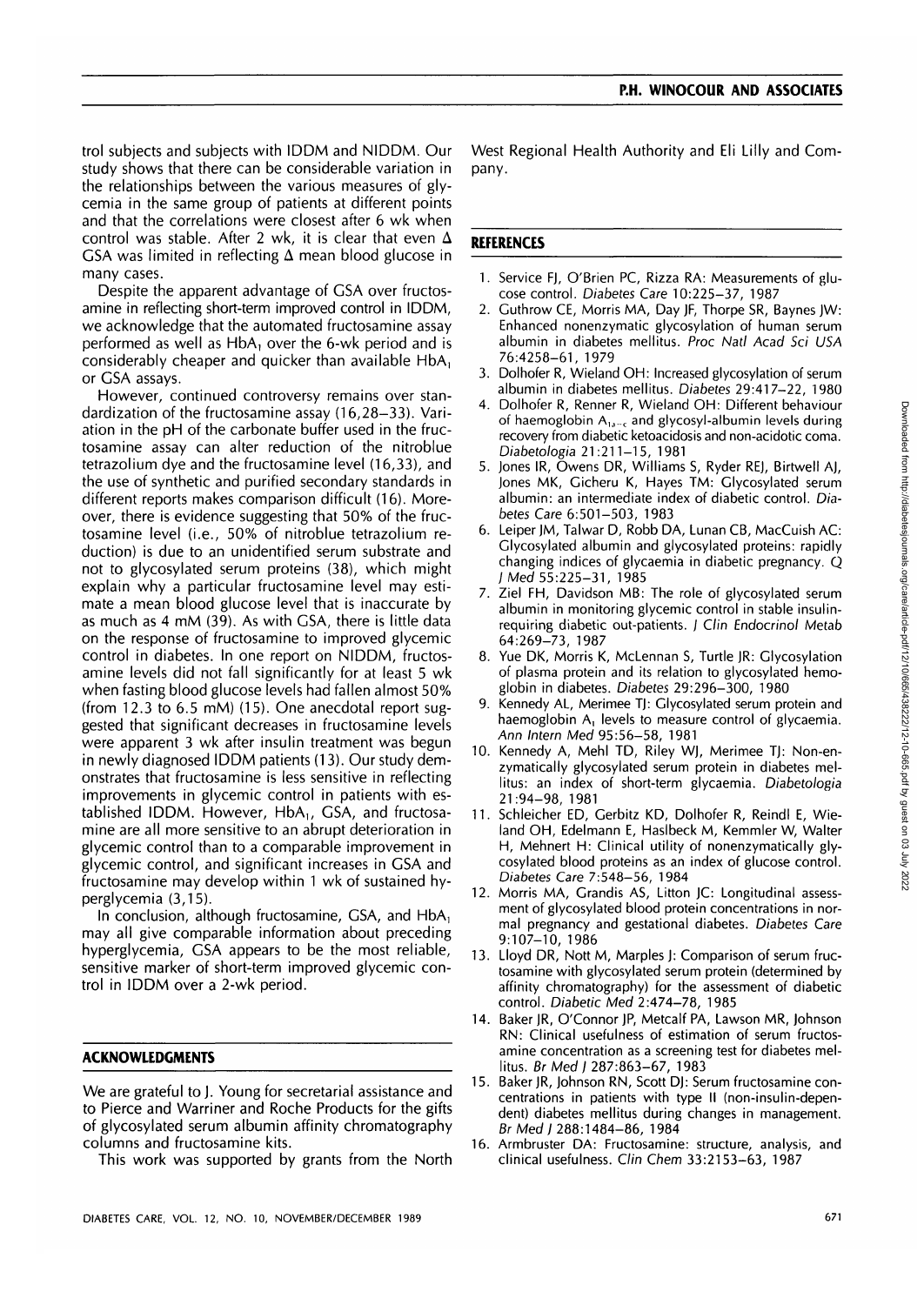trol subjects and subjects with IDDM and NIDDM. Our study shows that there can be considerable variation in the relationships between the various measures of glycemia in the same group of patients at different points and that the correlations were closest after 6 wk when control was stable. After 2 wk, it is clear that even Δ GSA was limited in reflecting Δ mean blood glucose in many cases.

Despite the apparent advantage of GSA over fructosamine in reflecting short-term improved control in IDDM, we acknowledge that the automated fructosamine assay performed as well as $HbA_1$ over the 6-wk period and is considerably cheaper and quicker than available $HbA_1$ or GSA assays.

However, continued controversy remains over standardization of the fructosamine assay (16,28–33). Variation in the pH of the carbonate buffer used in the fructosamine assay can alter reduction of the nitroblue tetrazolium dye and the fructosamine level (16,33), and the use of synthetic and purified secondary standards in different reports makes comparison difficult (16). Moreover, there is evidence suggesting that 50% of the fructosamine level (i.e., 50% of nitroblue tetrazolium reduction) is due to an unidentified serum substrate and not to glycosylated serum proteins (38), which might explain why a particular fructosamine level may estimate a mean blood glucose level that is inaccurate by as much as 4 mM (39). As with GSA, there is little data on the response of fructosamine to improved glycemic control in diabetes. In one report on NIDDM, fructosamine levels did not fall significantly for at least 5 wk when fasting blood glucose levels had fallen almost 50% (from 12.3 to 6.5 mM) (15). One anecdotal report suggested that significant decreases in fructosamine levels were apparent 3 wk after insulin treatment was begun in newly diagnosed IDDM patients (13). Our study demonstrates that fructosamine is less sensitive in reflecting improvements in glycemic control in patients with established IDDM. However, $HbA_1$, GSA, and fructosamine are all more sensitive to an abrupt deterioration in glycemic control than to a comparable improvement in glycemic control, and significant increases in GSA and fructosamine may develop within 1 wk of sustained hyperglycemia (3,15).

In conclusion, although fructosamine, GSA, and $HbA_1$ may all give comparable information about preceding hyperglycemia, GSA appears to be the most reliable, sensitive marker of short-term improved glycemic control in IDDM over a 2-wk period.

## ACKNOWLEDGMENTS

We are grateful to J. Young for secretarial assistance and to Pierce and Warriner and Roche Products for the gifts of glycosylated serum albumin affinity chromatography columns and fructosamine kits.

This work was supported by grants from the North West Regional Health Authority and Eli Lilly and Company.

## REFERENCES

1. Service FJ, O'Brien PC, Rizza RA: Measurements of glucose control. *Diabetes Care* 10:225–37, 1987
2. Guthrow CE, Morris MA, Day JF, Thorpe SR, Baynes JW: Enhanced nonenzymatic glycosylation of human serum albumin in diabetes mellitus. *Proc Natl Acad Sci USA* 76:4258–61, 1979
3. Dolhofer R, Wieland OH: Increased glycosylation of serum albumin in diabetes mellitus. *Diabetes* 29:417–22, 1980
4. Dolhofer R, Renner R, Wieland OH: Different behaviour of haemoglobin $A_{1a-c}$ and glycosyl-albumin levels during recovery from diabetic ketoacidosis and non-acidotic coma. *Diabetologia* 21:211–15, 1981
5. Jones IR, Owens DR, Williams S, Ryder REJ, Birtwell AJ, Jones MK, Gicheru K, Hayes TM: Glycosylated serum albumin: an intermediate index of diabetic control. *Diabetes Care* 6:501–503, 1983
6. Leiper JM, Talwar D, Robb DA, Lunan CB, MacCuish AC: Glycosylated albumin and glycosylated proteins: rapidly changing indices of glycaemia in diabetic pregnancy. *Q J Med* 55:225–31, 1985
7. Ziel FH, Davidson MB: The role of glycosylated serum albumin in monitoring glycemic control in stable insulin-requiring diabetic out-patients. *J Clin Endocrinol Metab* 64:269–73, 1987
8. Yue DK, Morris K, McLennan S, Turtle JR: Glycosylation of plasma protein and its relation to glycosylated hemoglobin in diabetes. *Diabetes* 29:296–300, 1980
9. Kennedy AL, Merimee TJ: Glycosylated serum protein and haemoglobin $A_1$ levels to measure control of glycaemia. *Ann Intern Med* 95:56–58, 1981
10. Kennedy A, Mehl TD, Riley WJ, Merimee TJ: Non-enzymatically glycosylated serum protein in diabetes mellitus: an index of short-term glycaemia. *Diabetologia* 21:94–98, 1981
11. Schleicher ED, Gerbitz KD, Dolhofer R, Reindl E, Wieland OH, Edelmann E, Haslbeck M, Kemmler W, Walter H, Mehnert H: Clinical utility of nonenzymatically glycosylated blood proteins as an index of glucose control. *Diabetes Care* 7:548–56, 1984
12. Morris MA, Grandis AS, Litton JC: Longitudinal assessment of glycosylated blood protein concentrations in normal pregnancy and gestational diabetes. *Diabetes Care* 9:107–10, 1986
13. Lloyd DR, Nott M, Marples J: Comparison of serum fructosamine with glycosylated serum protein (determined by affinity chromatography) for the assessment of diabetic control. *Diabetic Med* 2:474–78, 1985
14. Baker JR, O'Connor JP, Metcalf PA, Lawson MR, Johnson RN: Clinical usefulness of estimation of serum fructosamine concentration as a screening test for diabetes mellitus. *Br Med J* 287:863–67, 1983
15. Baker JR, Johnson RN, Scott DJ: Serum fructosamine concentrations in patients with type II (non-insulin-dependent) diabetes mellitus during changes in management. *Br Med J* 288:1484–86, 1984
16. Armbruster DA: Fructosamine: structure, analysis, and clinical usefulness. *Clin Chem* 33:2153–63, 1987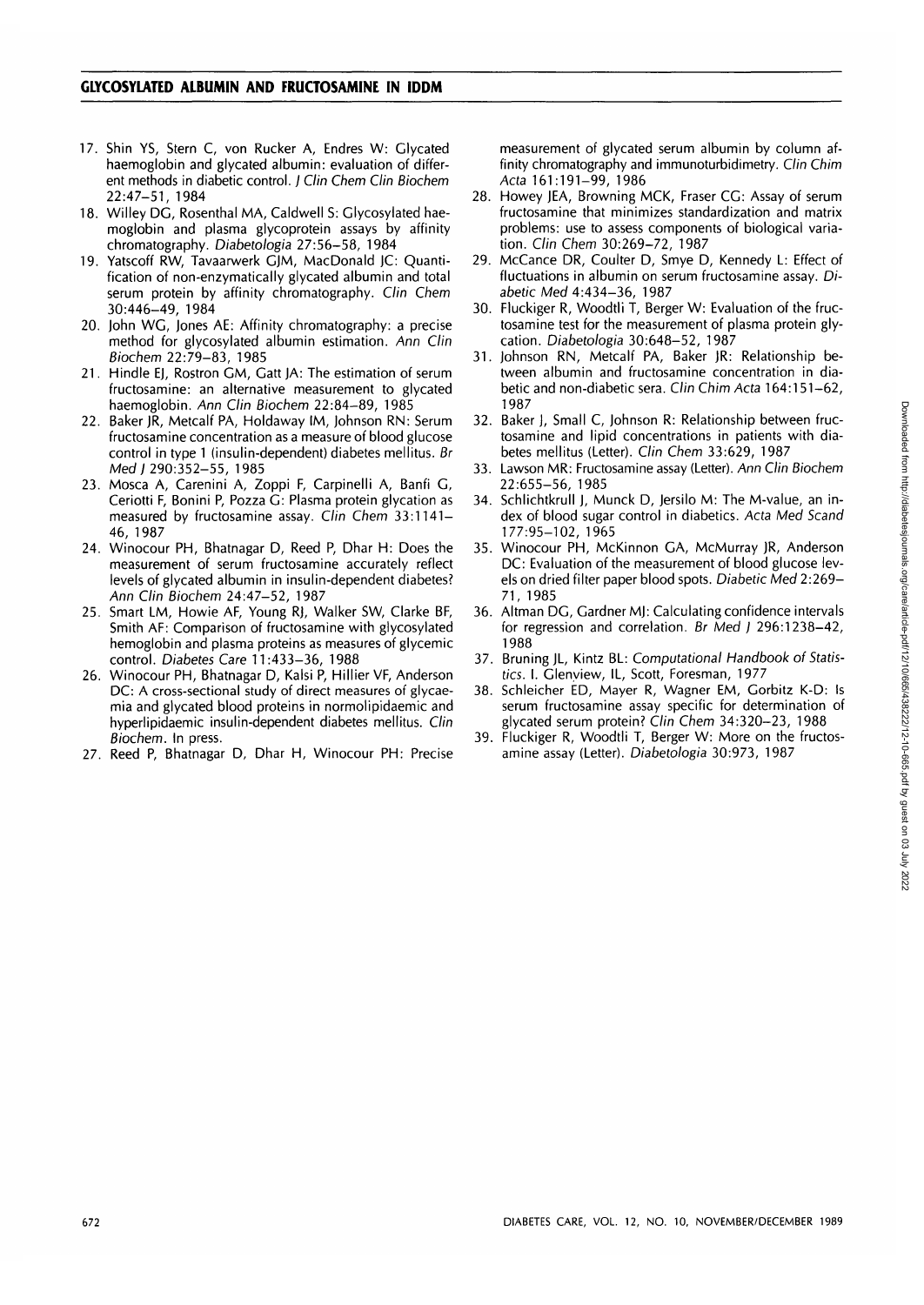17. Shin YS, Stern C, von Rucker A, Endres W: Glycated haemoglobin and glycated albumin: evaluation of different methods in diabetic control. *J Clin Chem Clin Biochem* 22:47–51, 1984
18. Willey DG, Rosenthal MA, Caldwell S: Glycosylated haemoglobin and plasma glycoprotein assays by affinity chromatography. *Diabetologia* 27:56–58, 1984
19. Yatscoff RW, Tavaarwerk GJM, MacDonald JC: Quantification of non-enzymatically glycated albumin and total serum protein by affinity chromatography. *Clin Chem* 30:446–49, 1984
20. John WG, Jones AE: Affinity chromatography: a precise method for glycosylated albumin estimation. *Ann Clin Biochem* 22:79–83, 1985
21. Hindle EJ, Rostron GM, Gatt JA: The estimation of serum fructosamine: an alternative measurement to glycated haemoglobin. *Ann Clin Biochem* 22:84–89, 1985
22. Baker JR, Metcalf PA, Holdaway IM, Johnson RN: Serum fructosamine concentration as a measure of blood glucose control in type 1 (insulin-dependent) diabetes mellitus. *Br Med J* 290:352–55, 1985
23. Mosca A, Carenini A, Zoppi F, Carpinelli A, Banfi G, Ceriotti F, Bonini P, Pozza G: Plasma protein glycation as measured by fructosamine assay. *Clin Chem* 33:1141–46, 1987
24. Winocour PH, Bhatnagar D, Reed P, Dhar H: Does the measurement of serum fructosamine accurately reflect levels of glycated albumin in insulin-dependent diabetes? *Ann Clin Biochem* 24:47–52, 1987
25. Smart LM, Howie AF, Young RJ, Walker SW, Clarke BF, Smith AF: Comparison of fructosamine with glycosylated hemoglobin and plasma proteins as measures of glycemic control. *Diabetes Care* 11:433–36, 1988
26. Winocour PH, Bhatnagar D, Kalsi P, Hillier VF, Anderson DC: A cross-sectional study of direct measures of glycaemia and glycated blood proteins in normolipidaemic and hyperlipidaemic insulin-dependent diabetes mellitus. *Clin Biochem*. In press.
27. Reed P, Bhatnagar D, Dhar H, Winocour PH: Precise measurement of glycated serum albumin by column affinity chromatography and immunoturbidimetry. *Clin Chim Acta* 161:191–99, 1986
28. Howey JEA, Browning MCK, Fraser CG: Assay of serum fructosamine that minimizes standardization and matrix problems: use to assess components of biological variation. *Clin Chem* 30:269–72, 1987
29. McCance DR, Coulter D, Smye D, Kennedy L: Effect of fluctuations in albumin on serum fructosamine assay. *Diabetic Med* 4:434–36, 1987
30. Fluckiger R, Woodtli T, Berger W: Evaluation of the fructosamine test for the measurement of plasma protein glycation. *Diabetologia* 30:648–52, 1987
31. Johnson RN, Metcalf PA, Baker JR: Relationship between albumin and fructosamine concentration in diabetic and non-diabetic sera. *Clin Chim Acta* 164:151–62, 1987
32. Baker J, Small C, Johnson R: Relationship between fructosamine and lipid concentrations in patients with diabetes mellitus (Letter). *Clin Chem* 33:629, 1987
33. Lawson MR: Fructosamine assay (Letter). *Ann Clin Biochem* 22:655–56, 1985
34. Schlichtkrull J, Munck D, Jersilo M: The M-value, an index of blood sugar control in diabetics. *Acta Med Scand* 177:95–102, 1965
35. Winocour PH, McKinnon GA, McMurray JR, Anderson DC: Evaluation of the measurement of blood glucose levels on dried filter paper blood spots. *Diabetic Med* 2:269–71, 1985
36. Altman DG, Gardner MJ: Calculating confidence intervals for regression and correlation. *Br Med J* 296:1238–42, 1988
37. Bruning JL, Kintz BL: *Computational Handbook of Statistics*. I. Glenview, IL, Scott, Foresman, 1977
38. Schleicher ED, Mayer R, Wagner EM, Gorbitz K-D: Is serum fructosamine assay specific for determination of glycated serum protein? *Clin Chem* 34:320–23, 1988
39. Fluckiger R, Woodtli T, Berger W: More on the fructosamine assay (Letter). *Diabetologia* 30:973, 1987